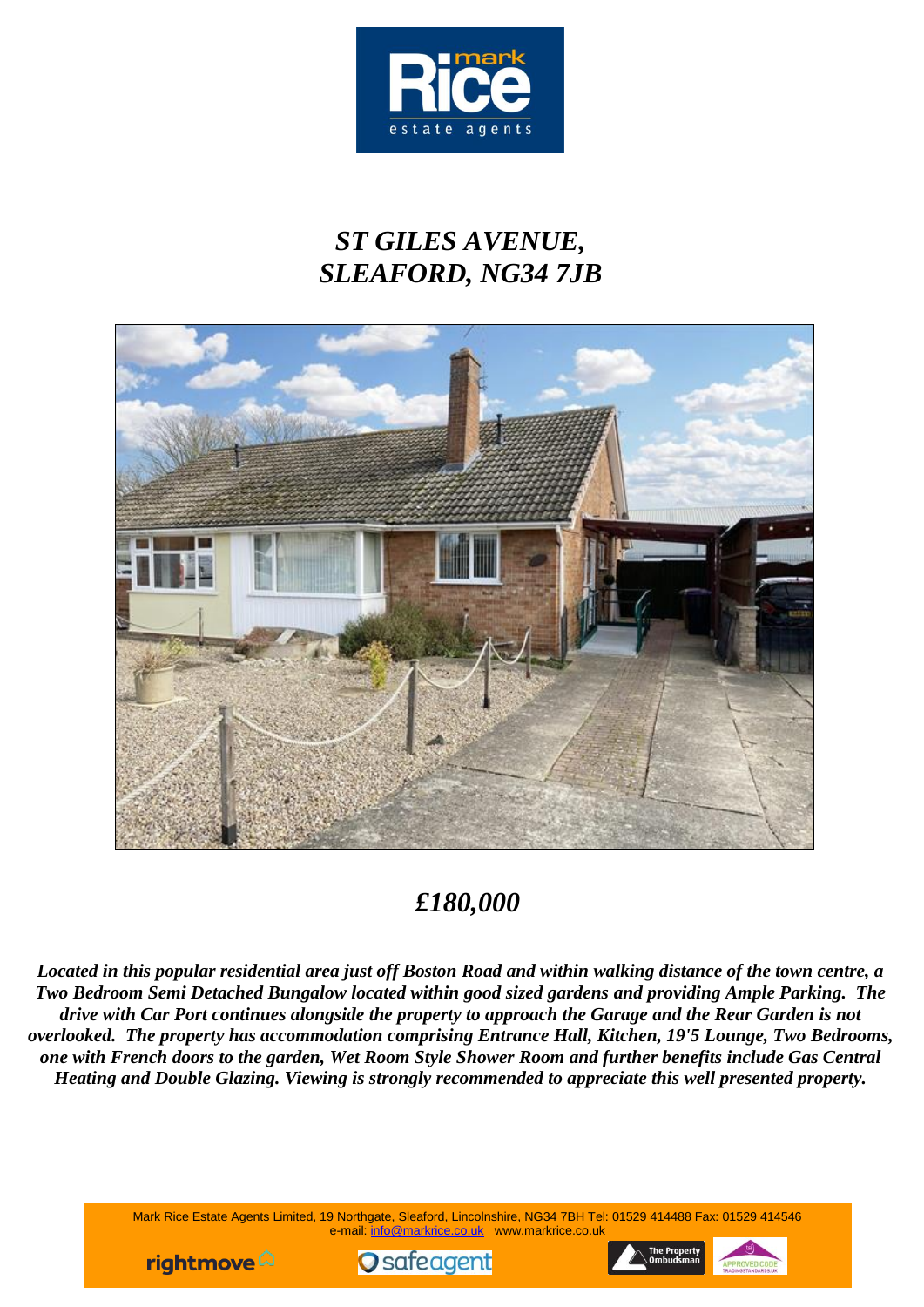# *ST GILES AVENUE, SLEAFORD, NG34 7JB*

## *£180,000*

***Located in this popular residential area just off Boston Road and within walking distance of the town centre, a Two Bedroom Semi Detached Bungalow located within good sized gardens and providing Ample Parking. The drive with Car Port continues alongside the property to approach the Garage and the Rear Garden is not overlooked. The property has accommodation comprising Entrance Hall, Kitchen, 19'5 Lounge, Two Bedrooms, one with French doors to the garden, Wet Room Style Shower Room and further benefits include Gas Central Heating and Double Glazing. Viewing is strongly recommended to appreciate this well presented property.***

Mark Rice Estate Agents Limited, 19 Northgate, Sleaford, Lincolnshire, NG34 7BH Tel: 01529 414488 Fax: 01529 414546
e-mail: info@markrice.co.uk www.markrice.co.uk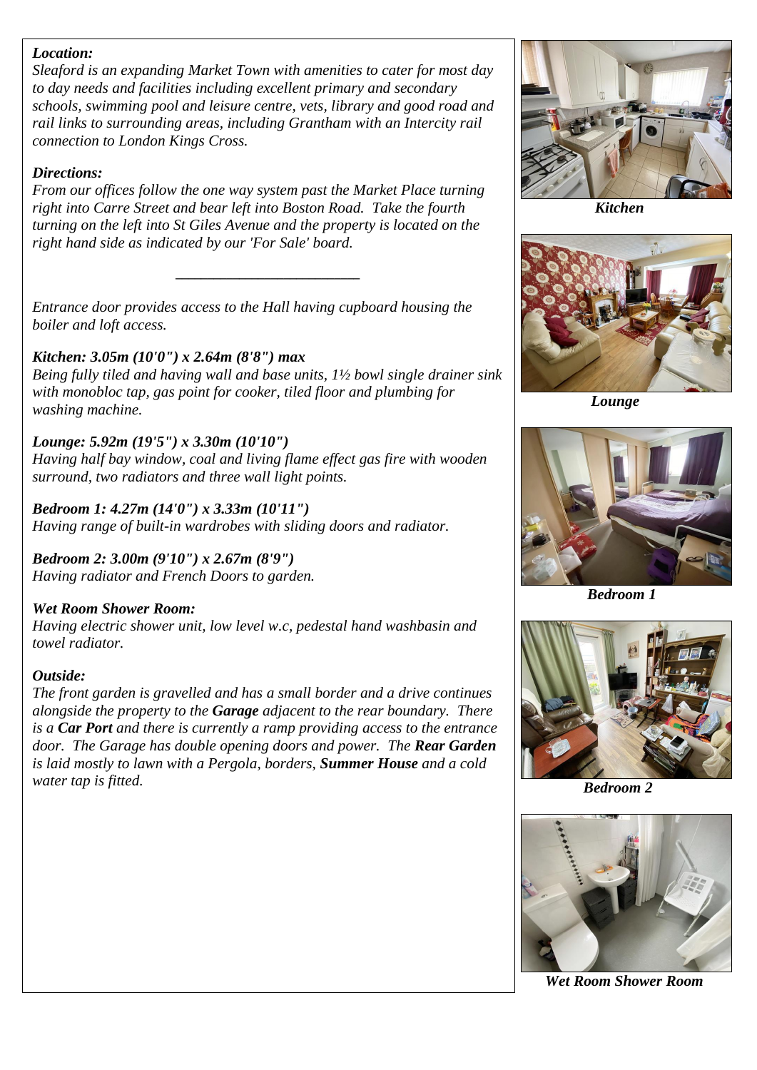***Location:***

*Sleaford is an expanding Market Town with amenities to cater for most day to day needs and facilities including excellent primary and secondary schools, swimming pool and leisure centre, vets, library and good road and rail links to surrounding areas, including Grantham with an Intercity rail connection to London Kings Cross.*

***Directions:***

*From our offices follow the one way system past the Market Place turning right into Carre Street and bear left into Boston Road. Take the fourth turning on the left into St Giles Avenue and the property is located on the right hand side as indicated by our 'For Sale' board.*

---

*Entrance door provides access to the Hall having cupboard housing the boiler and loft access.*

***Kitchen: 3.05m (10'0") x 2.64m (8'8") max***

*Being fully tiled and having wall and base units, 1½ bowl single drainer sink with monobloc tap, gas point for cooker, tiled floor and plumbing for washing machine.*

***Lounge: 5.92m (19'5") x 3.30m (10'10")***

*Having half bay window, coal and living flame effect gas fire with wooden surround, two radiators and three wall light points.*

***Bedroom 1: 4.27m (14'0") x 3.33m (10'11")***

*Having range of built-in wardrobes with sliding doors and radiator.*

***Bedroom 2: 3.00m (9'10") x 2.67m (8'9")***

*Having radiator and French Doors to garden.*

***Wet Room Shower Room:***

*Having electric shower unit, low level w.c, pedestal hand washbasin and towel radiator.*

***Outside:***

*The front garden is gravelled and has a small border and a drive continues alongside the property to the* ***Garage*** *adjacent to the rear boundary. There is a* ***Car Port*** *and there is currently a ramp providing access to the entrance door. The Garage has double opening doors and power. The* ***Rear Garden*** *is laid mostly to lawn with a Pergola, borders,* ***Summer House*** *and a cold water tap is fitted.*

***Kitchen***

***Lounge***

***Bedroom 1***

***Bedroom 2***

***Wet Room Shower Room***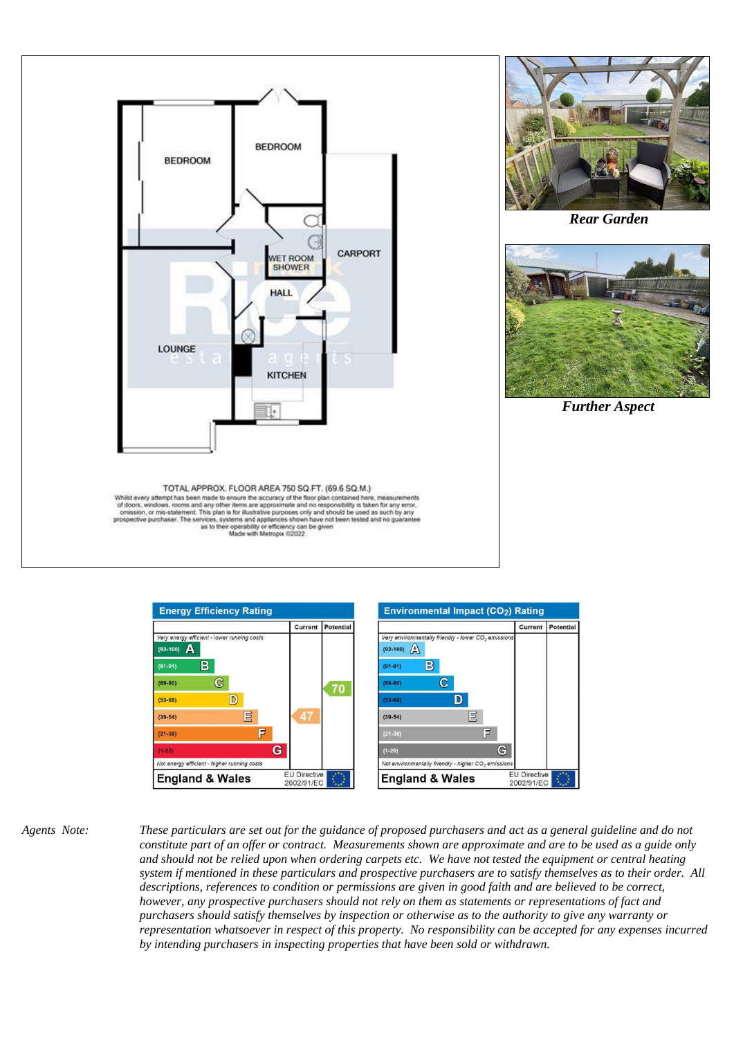BEDROOM

BEDROOM

WET ROOM SHOWER

CARPORT

HALL

LOUNGE

KITCHEN

TOTAL APPROX. FLOOR AREA 750 SQ.FT. (69.6 SQ.M.)

Whilst every attempt has been made to ensure the accuracy of the floor plan contained here, measurements of doors, windows, rooms and any other items are approximate and no responsibility is taken for any error, omission, or mis-statement. This plan is for illustrative purposes only and should be used as such by any prospective purchaser. The services, systems and appliances shown have not been tested and no guarantee as to their operability or efficiency can be given

Made with Metropix ©2022

***Rear Garden***

***Further Aspect***

**Energy Efficiency Rating**

| | Current | Potential |
|---|---|---|
| *Very energy efficient - lower running costs* | | |
| (92-100) A | | |
| (81-91) B | | |
| (69-80) C | | 70 |
| (55-68) D | | |
| (39-54) E | 47 | |
| (21-38) F | | |
| (1-20) G | | |
| *Not energy efficient - higher running costs* | | |
| **England & Wales** — EU Directive 2002/91/EC | | |

**Environmental Impact ($CO_2$) Rating**

| | Current | Potential |
|---|---|---|
| *Very environmentally friendly - lower $CO_2$ emissions* | | |
| (92-100) A | | |
| (81-91) B | | |
| (69-80) C | | |
| (55-68) D | | |
| (39-54) E | | |
| (21-38) F | | |
| (1-20) G | | |
| *Not environmentally friendly - higher $CO_2$ emissions* | | |
| **England & Wales** — EU Directive 2002/91/EC | | |

*Agents Note:* *These particulars are set out for the guidance of proposed purchasers and act as a general guideline and do not constitute part of an offer or contract. Measurements shown are approximate and are to be used as a guide only and should not be relied upon when ordering carpets etc. We have not tested the equipment or central heating system if mentioned in these particulars and prospective purchasers are to satisfy themselves as to their order. All descriptions, references to condition or permissions are given in good faith and are believed to be correct, however, any prospective purchasers should not rely on them as statements or representations of fact and purchasers should satisfy themselves by inspection or otherwise as to the authority to give any warranty or representation whatsoever in respect of this property. No responsibility can be accepted for any expenses incurred by intending purchasers in inspecting properties that have been sold or withdrawn.*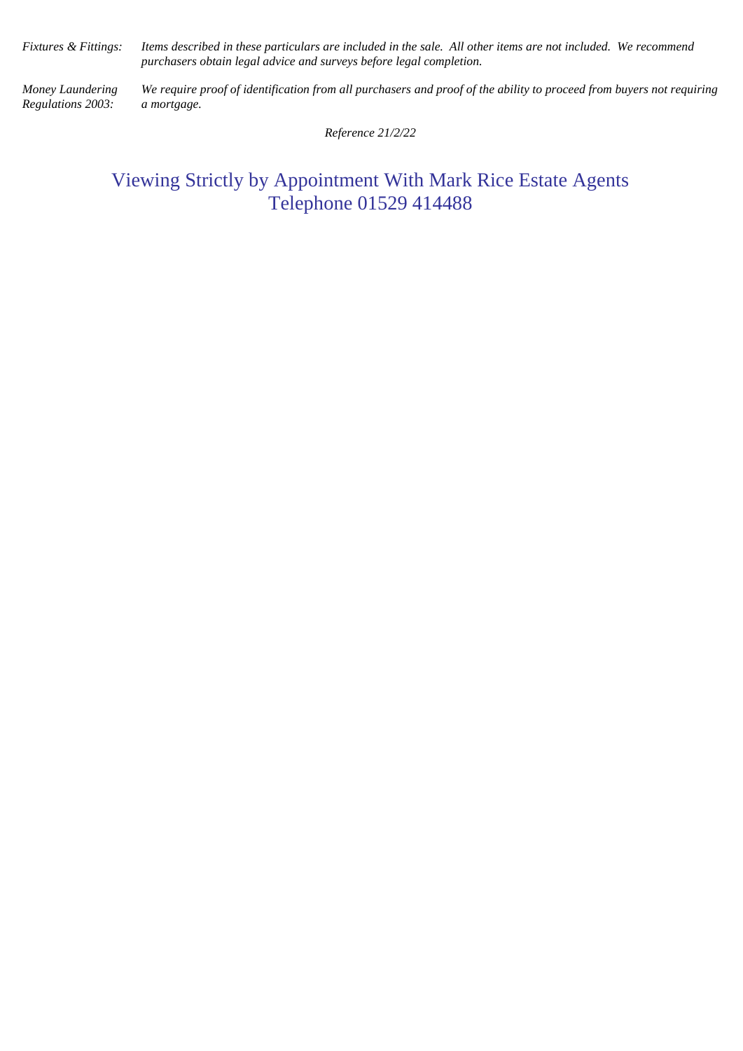*Fixtures & Fittings:* *Items described in these particulars are included in the sale. All other items are not included. We recommend purchasers obtain legal advice and surveys before legal completion.*

*Money Laundering Regulations 2003:* *We require proof of identification from all purchasers and proof of the ability to proceed from buyers not requiring a mortgage.*

*Reference 21/2/22*

Viewing Strictly by Appointment With Mark Rice Estate Agents
Telephone 01529 414488